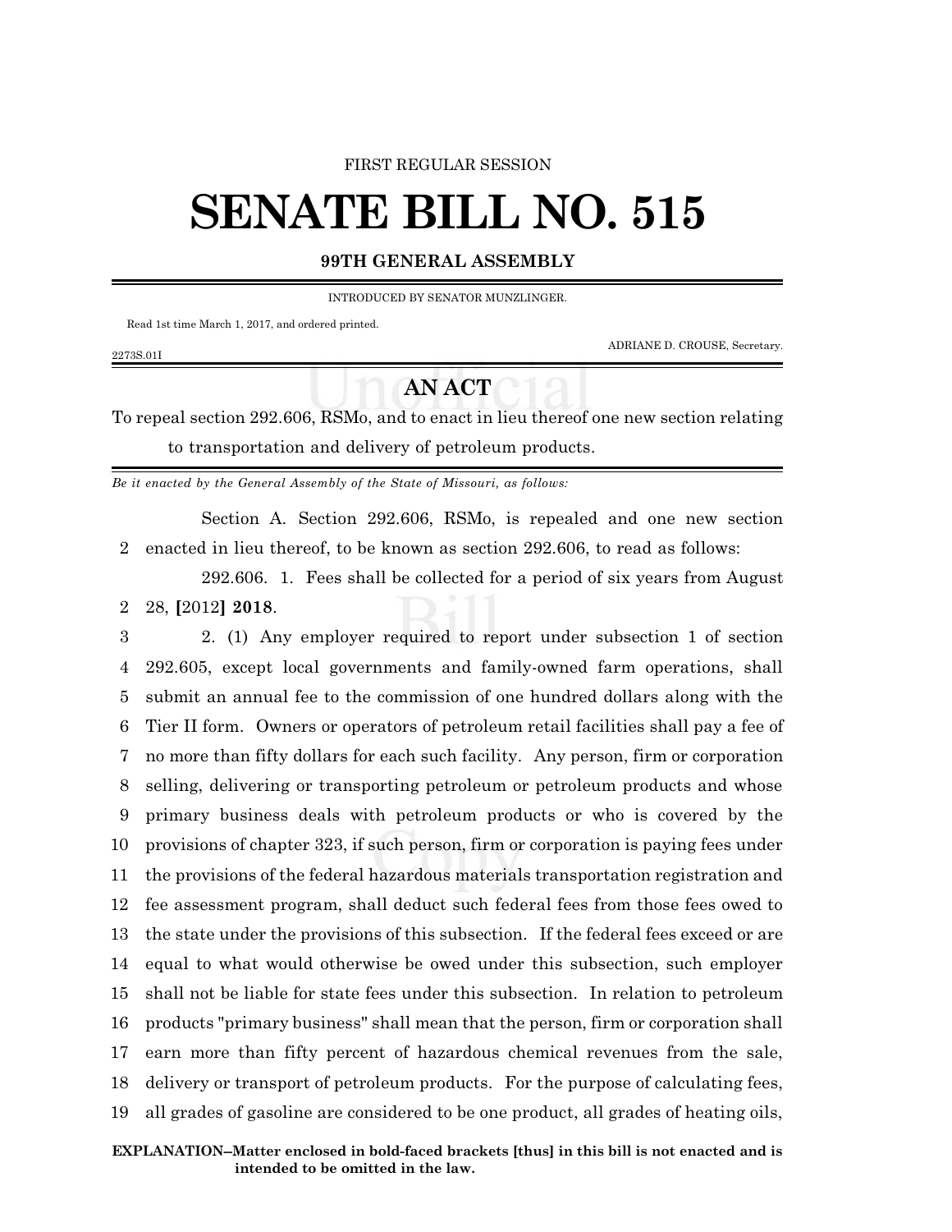FIRST REGULAR SESSION

# SENATE BILL NO. 515

**99TH GENERAL ASSEMBLY**

INTRODUCED BY SENATOR MUNZLINGER.

Read 1st time March 1, 2017, and ordered printed.

ADRIANE D. CROUSE, Secretary.

2273S.01I

## AN ACT

To repeal section 292.606, RSMo, and to enact in lieu thereof one new section relating to transportation and delivery of petroleum products.

*Be it enacted by the General Assembly of the State of Missouri, as follows:*

Section A. Section 292.606, RSMo, is repealed and one new section enacted in lieu thereof, to be known as section 292.606, to read as follows:

292.606. 1. Fees shall be collected for a period of six years from August 28, **[**2012**] 2018**.

2. (1) Any employer required to report under subsection 1 of section 292.605, except local governments and family-owned farm operations, shall submit an annual fee to the commission of one hundred dollars along with the Tier II form. Owners or operators of petroleum retail facilities shall pay a fee of no more than fifty dollars for each such facility. Any person, firm or corporation selling, delivering or transporting petroleum or petroleum products and whose primary business deals with petroleum products or who is covered by the provisions of chapter 323, if such person, firm or corporation is paying fees under the provisions of the federal hazardous materials transportation registration and fee assessment program, shall deduct such federal fees from those fees owed to the state under the provisions of this subsection. If the federal fees exceed or are equal to what would otherwise be owed under this subsection, such employer shall not be liable for state fees under this subsection. In relation to petroleum products "primary business" shall mean that the person, firm or corporation shall earn more than fifty percent of hazardous chemical revenues from the sale, delivery or transport of petroleum products. For the purpose of calculating fees, all grades of gasoline are considered to be one product, all grades of heating oils,

**EXPLANATION–Matter enclosed in bold-faced brackets [thus] in this bill is not enacted and is intended to be omitted in the law.**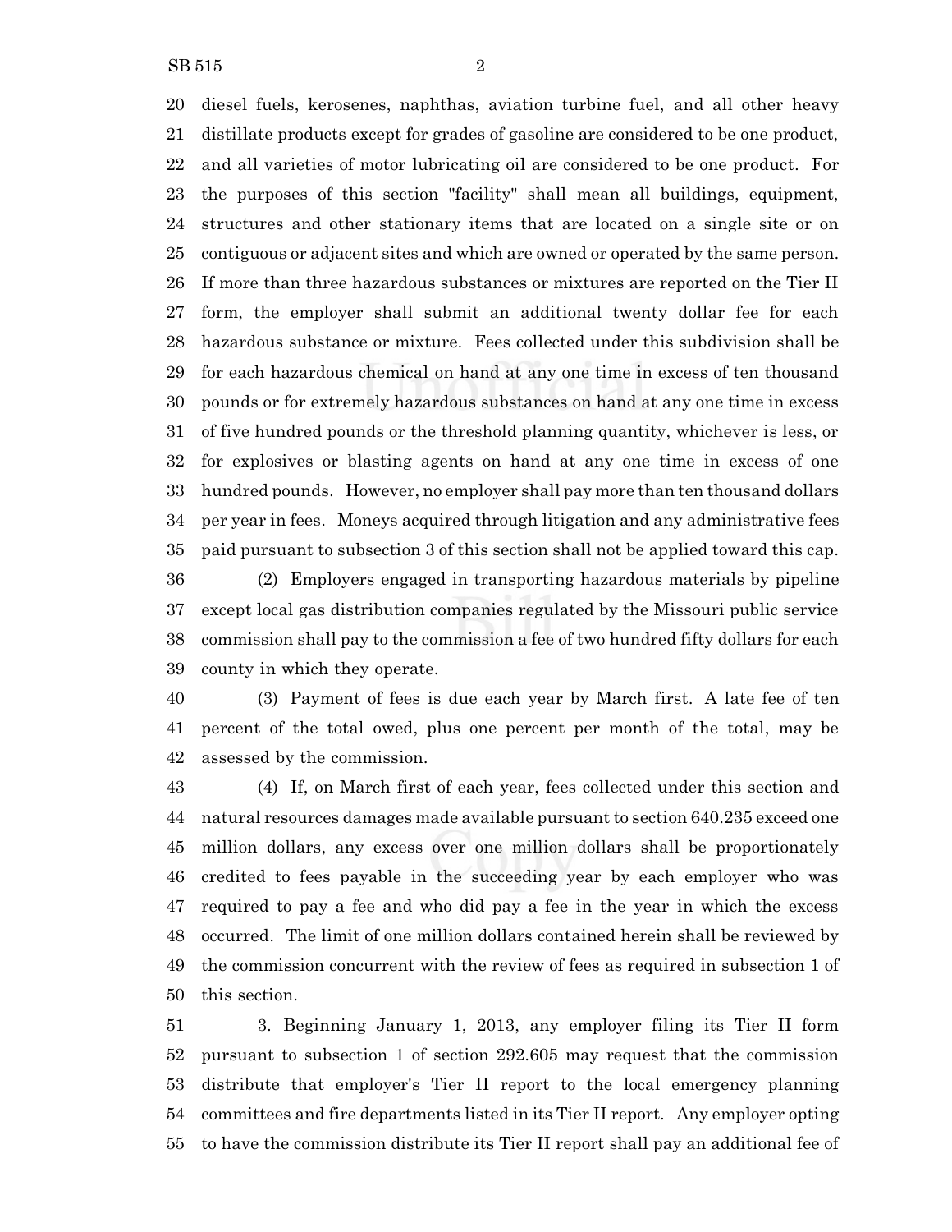diesel fuels, kerosenes, naphthas, aviation turbine fuel, and all other heavy distillate products except for grades of gasoline are considered to be one product, and all varieties of motor lubricating oil are considered to be one product. For the purposes of this section "facility" shall mean all buildings, equipment, structures and other stationary items that are located on a single site or on contiguous or adjacent sites and which are owned or operated by the same person. If more than three hazardous substances or mixtures are reported on the Tier II form, the employer shall submit an additional twenty dollar fee for each hazardous substance or mixture. Fees collected under this subdivision shall be for each hazardous chemical on hand at any one time in excess of ten thousand pounds or for extremely hazardous substances on hand at any one time in excess of five hundred pounds or the threshold planning quantity, whichever is less, or for explosives or blasting agents on hand at any one time in excess of one hundred pounds. However, no employer shall pay more than ten thousand dollars per year in fees. Moneys acquired through litigation and any administrative fees paid pursuant to subsection 3 of this section shall not be applied toward this cap.

(2) Employers engaged in transporting hazardous materials by pipeline except local gas distribution companies regulated by the Missouri public service commission shall pay to the commission a fee of two hundred fifty dollars for each county in which they operate.

(3) Payment of fees is due each year by March first. A late fee of ten percent of the total owed, plus one percent per month of the total, may be assessed by the commission.

(4) If, on March first of each year, fees collected under this section and natural resources damages made available pursuant to section 640.235 exceed one million dollars, any excess over one million dollars shall be proportionately credited to fees payable in the succeeding year by each employer who was required to pay a fee and who did pay a fee in the year in which the excess occurred. The limit of one million dollars contained herein shall be reviewed by the commission concurrent with the review of fees as required in subsection 1 of this section.

3. Beginning January 1, 2013, any employer filing its Tier II form pursuant to subsection 1 of section 292.605 may request that the commission distribute that employer's Tier II report to the local emergency planning committees and fire departments listed in its Tier II report. Any employer opting to have the commission distribute its Tier II report shall pay an additional fee of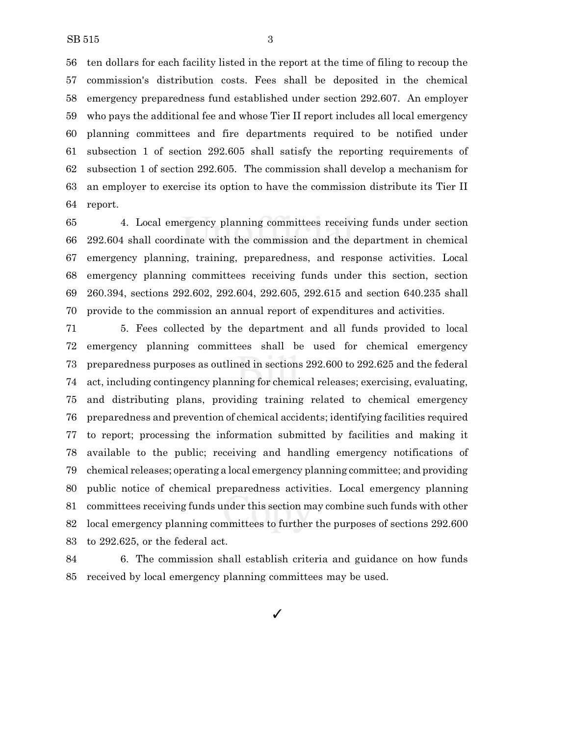ten dollars for each facility listed in the report at the time of filing to recoup the commission's distribution costs. Fees shall be deposited in the chemical emergency preparedness fund established under section 292.607. An employer who pays the additional fee and whose Tier II report includes all local emergency planning committees and fire departments required to be notified under subsection 1 of section 292.605 shall satisfy the reporting requirements of subsection 1 of section 292.605. The commission shall develop a mechanism for an employer to exercise its option to have the commission distribute its Tier II report.

4. Local emergency planning committees receiving funds under section 292.604 shall coordinate with the commission and the department in chemical emergency planning, training, preparedness, and response activities. Local emergency planning committees receiving funds under this section, section 260.394, sections 292.602, 292.604, 292.605, 292.615 and section 640.235 shall provide to the commission an annual report of expenditures and activities.

5. Fees collected by the department and all funds provided to local emergency planning committees shall be used for chemical emergency preparedness purposes as outlined in sections 292.600 to 292.625 and the federal act, including contingency planning for chemical releases; exercising, evaluating, and distributing plans, providing training related to chemical emergency preparedness and prevention of chemical accidents; identifying facilities required to report; processing the information submitted by facilities and making it available to the public; receiving and handling emergency notifications of chemical releases; operating a local emergency planning committee; and providing public notice of chemical preparedness activities. Local emergency planning committees receiving funds under this section may combine such funds with other local emergency planning committees to further the purposes of sections 292.600 to 292.625, or the federal act.

6. The commission shall establish criteria and guidance on how funds received by local emergency planning committees may be used.

✓